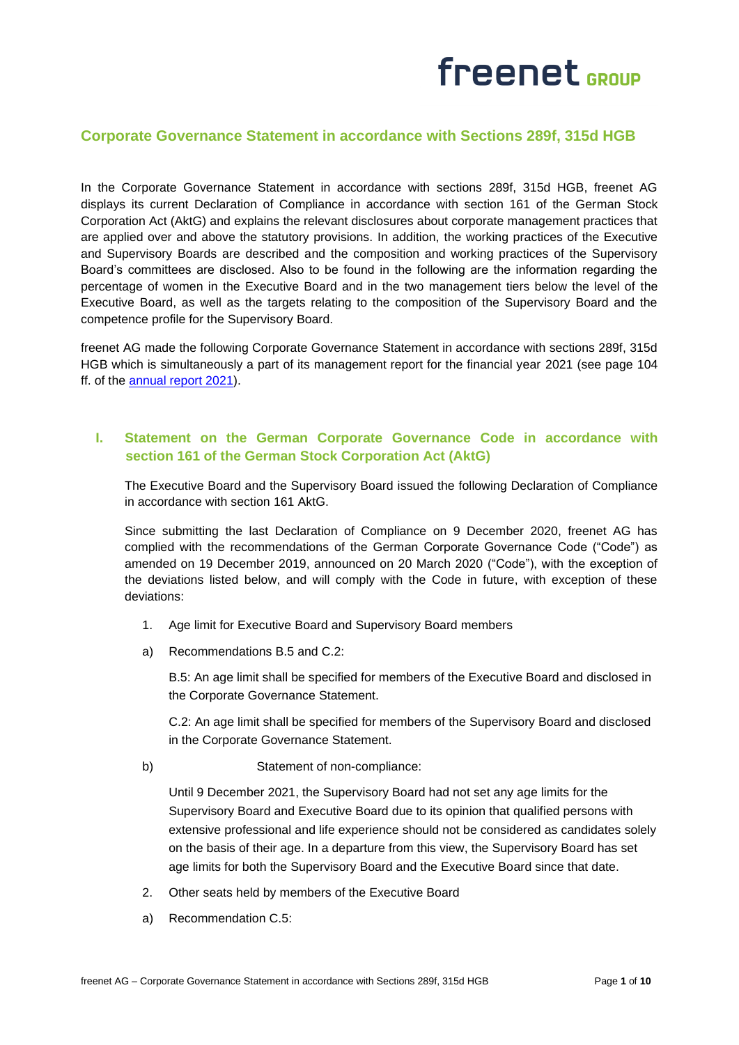## Corporate Governance Statement in accordance with Sections 289f, 315d HGB

In the Corporate Governance Statement in accordance with sections 289f, 315d HGB, freenet AG displays its current Declaration of Compliance in accordance with section 161 of the German Stock Corporation Act (AktG) and explains the relevant disclosures about corporate management practices that are applied over and above the statutory provisions. In addition, the working practices of the Executive and Supervisory Boards are described and the composition and working practices of the Supervisory Board's committees are disclosed. Also to be found in the following are the information regarding the percentage of women in the Executive Board and in the two management tiers below the level of the Executive Board, as well as the targets relating to the composition of the Supervisory Board and the competence profile for the Supervisory Board.

freenet AG made the following Corporate Governance Statement in accordance with sections 289f, 315d HGB which is simultaneously a part of its management report for the financial year 2021 (see page 104 ff. of the annual report 2021).

### I. Statement on the German Corporate Governance Code in accordance with section 161 of the German Stock Corporation Act (AktG)

The Executive Board and the Supervisory Board issued the following Declaration of Compliance in accordance with section 161 AktG.

Since submitting the last Declaration of Compliance on 9 December 2020, freenet AG has complied with the recommendations of the German Corporate Governance Code ("Code") as amended on 19 December 2019, announced on 20 March 2020 ("Code"), with the exception of the deviations listed below, and will comply with the Code in future, with exception of these deviations:

1. Age limit for Executive Board and Supervisory Board members

a) Recommendations B.5 and C.2:

B.5: An age limit shall be specified for members of the Executive Board and disclosed in the Corporate Governance Statement.

C.2: An age limit shall be specified for members of the Supervisory Board and disclosed in the Corporate Governance Statement.

b) Statement of non-compliance:

Until 9 December 2021, the Supervisory Board had not set any age limits for the Supervisory Board and Executive Board due to its opinion that qualified persons with extensive professional and life experience should not be considered as candidates solely on the basis of their age. In a departure from this view, the Supervisory Board has set age limits for both the Supervisory Board and the Executive Board since that date.

2. Other seats held by members of the Executive Board

a) Recommendation C.5: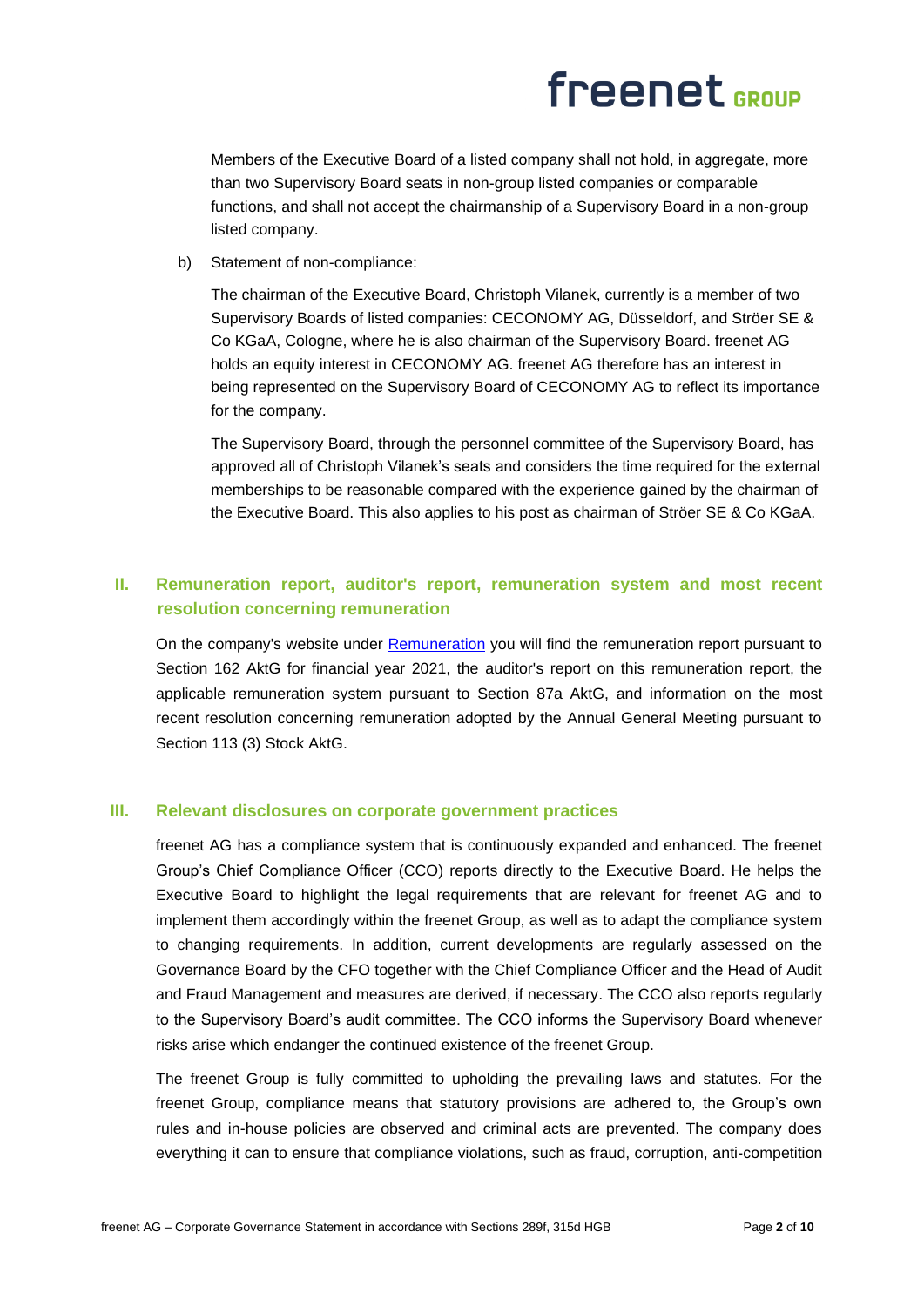Members of the Executive Board of a listed company shall not hold, in aggregate, more than two Supervisory Board seats in non-group listed companies or comparable functions, and shall not accept the chairmanship of a Supervisory Board in a non-group listed company.

b) Statement of non-compliance:

The chairman of the Executive Board, Christoph Vilanek, currently is a member of two Supervisory Boards of listed companies: CECONOMY AG, Düsseldorf, and Ströer SE & Co KGaA, Cologne, where he is also chairman of the Supervisory Board. freenet AG holds an equity interest in CECONOMY AG. freenet AG therefore has an interest in being represented on the Supervisory Board of CECONOMY AG to reflect its importance for the company.

The Supervisory Board, through the personnel committee of the Supervisory Board, has approved all of Christoph Vilanek's seats and considers the time required for the external memberships to be reasonable compared with the experience gained by the chairman of the Executive Board. This also applies to his post as chairman of Ströer SE & Co KGaA.

## II. Remuneration report, auditor's report, remuneration system and most recent resolution concerning remuneration

On the company's website under [Remuneration] you will find the remuneration report pursuant to Section 162 AktG for financial year 2021, the auditor's report on this remuneration report, the applicable remuneration system pursuant to Section 87a AktG, and information on the most recent resolution concerning remuneration adopted by the Annual General Meeting pursuant to Section 113 (3) Stock AktG.

## III. Relevant disclosures on corporate government practices

freenet AG has a compliance system that is continuously expanded and enhanced. The freenet Group's Chief Compliance Officer (CCO) reports directly to the Executive Board. He helps the Executive Board to highlight the legal requirements that are relevant for freenet AG and to implement them accordingly within the freenet Group, as well as to adapt the compliance system to changing requirements. In addition, current developments are regularly assessed on the Governance Board by the CFO together with the Chief Compliance Officer and the Head of Audit and Fraud Management and measures are derived, if necessary. The CCO also reports regularly to the Supervisory Board's audit committee. The CCO informs the Supervisory Board whenever risks arise which endanger the continued existence of the freenet Group.

The freenet Group is fully committed to upholding the prevailing laws and statutes. For the freenet Group, compliance means that statutory provisions are adhered to, the Group's own rules and in-house policies are observed and criminal acts are prevented. The company does everything it can to ensure that compliance violations, such as fraud, corruption, anti-competition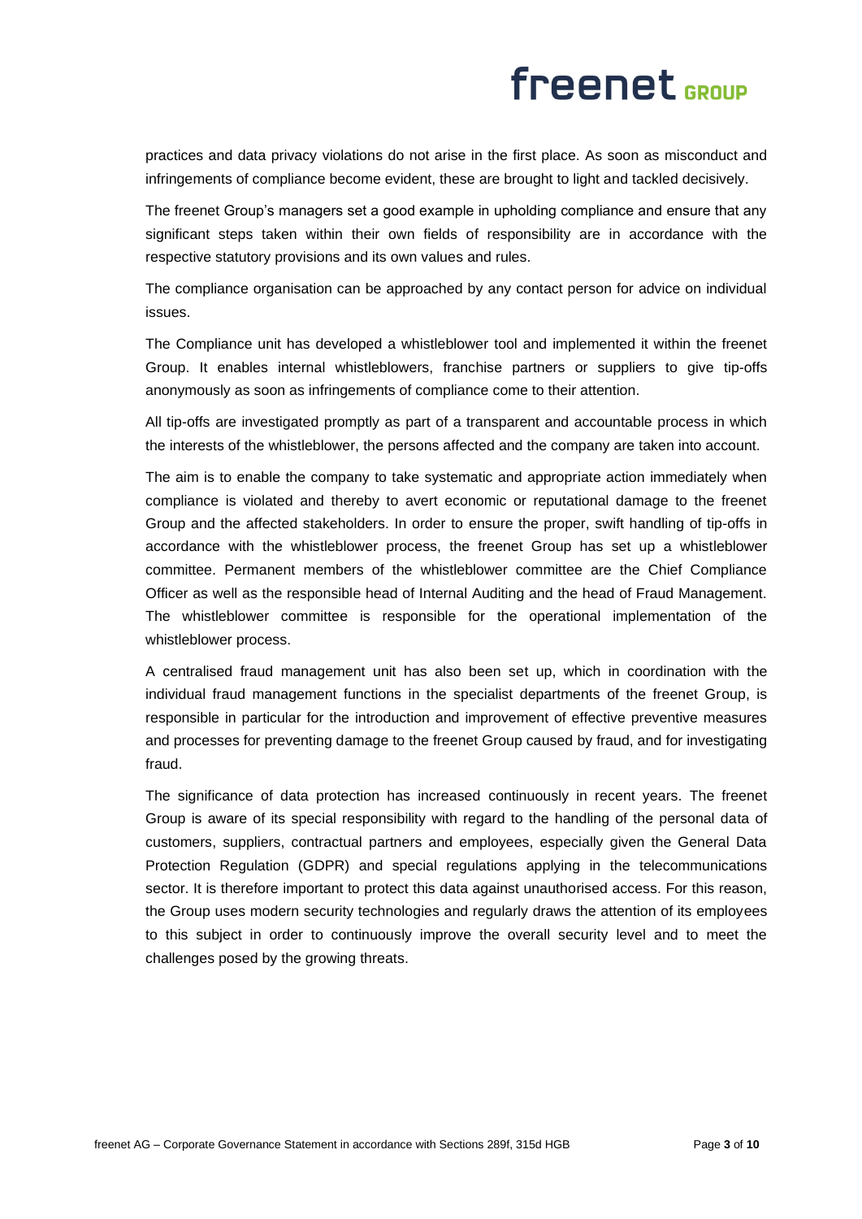practices and data privacy violations do not arise in the first place. As soon as misconduct and infringements of compliance become evident, these are brought to light and tackled decisively.

The freenet Group's managers set a good example in upholding compliance and ensure that any significant steps taken within their own fields of responsibility are in accordance with the respective statutory provisions and its own values and rules.

The compliance organisation can be approached by any contact person for advice on individual issues.

The Compliance unit has developed a whistleblower tool and implemented it within the freenet Group. It enables internal whistleblowers, franchise partners or suppliers to give tip-offs anonymously as soon as infringements of compliance come to their attention.

All tip-offs are investigated promptly as part of a transparent and accountable process in which the interests of the whistleblower, the persons affected and the company are taken into account.

The aim is to enable the company to take systematic and appropriate action immediately when compliance is violated and thereby to avert economic or reputational damage to the freenet Group and the affected stakeholders. In order to ensure the proper, swift handling of tip-offs in accordance with the whistleblower process, the freenet Group has set up a whistleblower committee. Permanent members of the whistleblower committee are the Chief Compliance Officer as well as the responsible head of Internal Auditing and the head of Fraud Management. The whistleblower committee is responsible for the operational implementation of the whistleblower process.

A centralised fraud management unit has also been set up, which in coordination with the individual fraud management functions in the specialist departments of the freenet Group, is responsible in particular for the introduction and improvement of effective preventive measures and processes for preventing damage to the freenet Group caused by fraud, and for investigating fraud.

The significance of data protection has increased continuously in recent years. The freenet Group is aware of its special responsibility with regard to the handling of the personal data of customers, suppliers, contractual partners and employees, especially given the General Data Protection Regulation (GDPR) and special regulations applying in the telecommunications sector. It is therefore important to protect this data against unauthorised access. For this reason, the Group uses modern security technologies and regularly draws the attention of its employees to this subject in order to continuously improve the overall security level and to meet the challenges posed by the growing threats.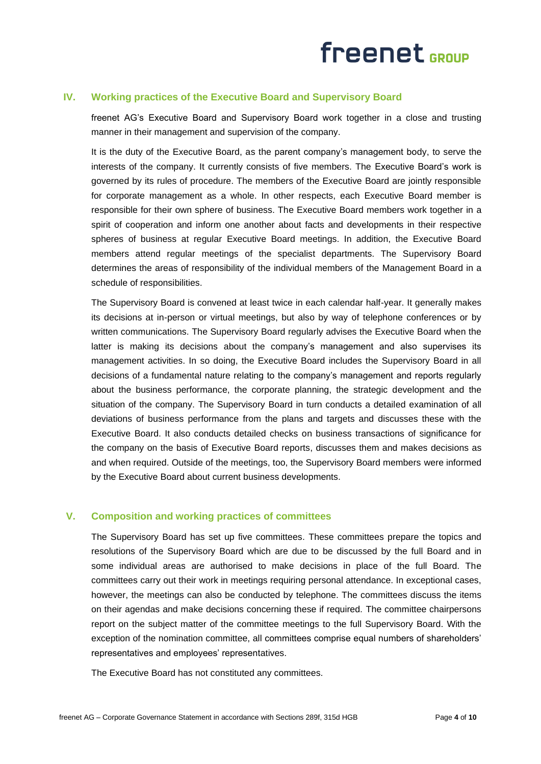## IV. Working practices of the Executive Board and Supervisory Board

freenet AG's Executive Board and Supervisory Board work together in a close and trusting manner in their management and supervision of the company.

It is the duty of the Executive Board, as the parent company's management body, to serve the interests of the company. It currently consists of five members. The Executive Board's work is governed by its rules of procedure. The members of the Executive Board are jointly responsible for corporate management as a whole. In other respects, each Executive Board member is responsible for their own sphere of business. The Executive Board members work together in a spirit of cooperation and inform one another about facts and developments in their respective spheres of business at regular Executive Board meetings. In addition, the Executive Board members attend regular meetings of the specialist departments. The Supervisory Board determines the areas of responsibility of the individual members of the Management Board in a schedule of responsibilities.

The Supervisory Board is convened at least twice in each calendar half-year. It generally makes its decisions at in-person or virtual meetings, but also by way of telephone conferences or by written communications. The Supervisory Board regularly advises the Executive Board when the latter is making its decisions about the company's management and also supervises its management activities. In so doing, the Executive Board includes the Supervisory Board in all decisions of a fundamental nature relating to the company's management and reports regularly about the business performance, the corporate planning, the strategic development and the situation of the company. The Supervisory Board in turn conducts a detailed examination of all deviations of business performance from the plans and targets and discusses these with the Executive Board. It also conducts detailed checks on business transactions of significance for the company on the basis of Executive Board reports, discusses them and makes decisions as and when required. Outside of the meetings, too, the Supervisory Board members were informed by the Executive Board about current business developments.

## V. Composition and working practices of committees

The Supervisory Board has set up five committees. These committees prepare the topics and resolutions of the Supervisory Board which are due to be discussed by the full Board and in some individual areas are authorised to make decisions in place of the full Board. The committees carry out their work in meetings requiring personal attendance. In exceptional cases, however, the meetings can also be conducted by telephone. The committees discuss the items on their agendas and make decisions concerning these if required. The committee chairpersons report on the subject matter of the committee meetings to the full Supervisory Board. With the exception of the nomination committee, all committees comprise equal numbers of shareholders' representatives and employees' representatives.

The Executive Board has not constituted any committees.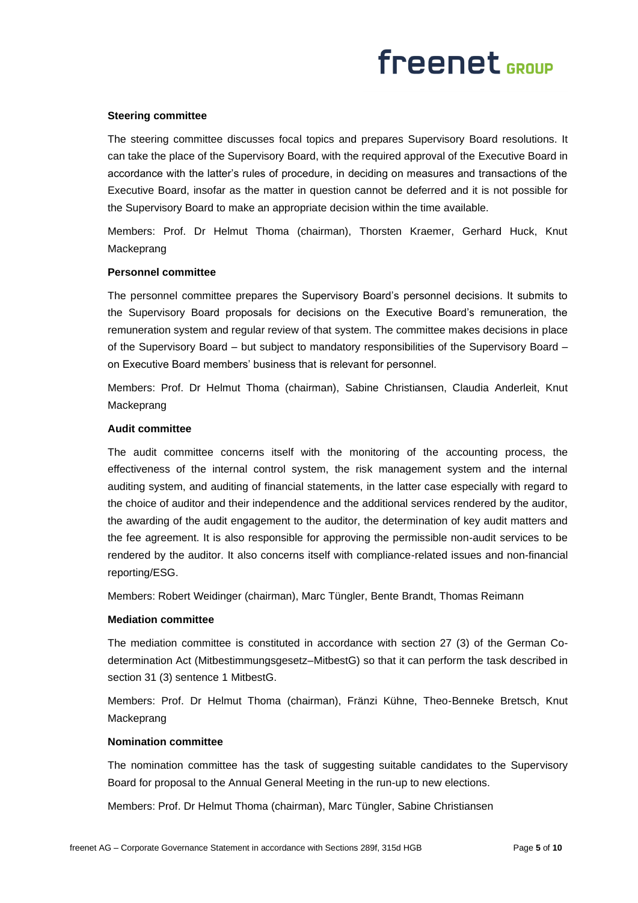**Steering committee**

The steering committee discusses focal topics and prepares Supervisory Board resolutions. It can take the place of the Supervisory Board, with the required approval of the Executive Board in accordance with the latter's rules of procedure, in deciding on measures and transactions of the Executive Board, insofar as the matter in question cannot be deferred and it is not possible for the Supervisory Board to make an appropriate decision within the time available.

Members: Prof. Dr Helmut Thoma (chairman), Thorsten Kraemer, Gerhard Huck, Knut Mackeprang

**Personnel committee**

The personnel committee prepares the Supervisory Board's personnel decisions. It submits to the Supervisory Board proposals for decisions on the Executive Board's remuneration, the remuneration system and regular review of that system. The committee makes decisions in place of the Supervisory Board – but subject to mandatory responsibilities of the Supervisory Board – on Executive Board members' business that is relevant for personnel.

Members: Prof. Dr Helmut Thoma (chairman), Sabine Christiansen, Claudia Anderleit, Knut Mackeprang

**Audit committee**

The audit committee concerns itself with the monitoring of the accounting process, the effectiveness of the internal control system, the risk management system and the internal auditing system, and auditing of financial statements, in the latter case especially with regard to the choice of auditor and their independence and the additional services rendered by the auditor, the awarding of the audit engagement to the auditor, the determination of key audit matters and the fee agreement. It is also responsible for approving the permissible non-audit services to be rendered by the auditor. It also concerns itself with compliance-related issues and non-financial reporting/ESG.

Members: Robert Weidinger (chairman), Marc Tüngler, Bente Brandt, Thomas Reimann

**Mediation committee**

The mediation committee is constituted in accordance with section 27 (3) of the German Co-determination Act (Mitbestimmungsgesetz–MitbestG) so that it can perform the task described in section 31 (3) sentence 1 MitbestG.

Members: Prof. Dr Helmut Thoma (chairman), Fränzi Kühne, Theo-Benneke Bretsch, Knut Mackeprang

**Nomination committee**

The nomination committee has the task of suggesting suitable candidates to the Supervisory Board for proposal to the Annual General Meeting in the run-up to new elections.

Members: Prof. Dr Helmut Thoma (chairman), Marc Tüngler, Sabine Christiansen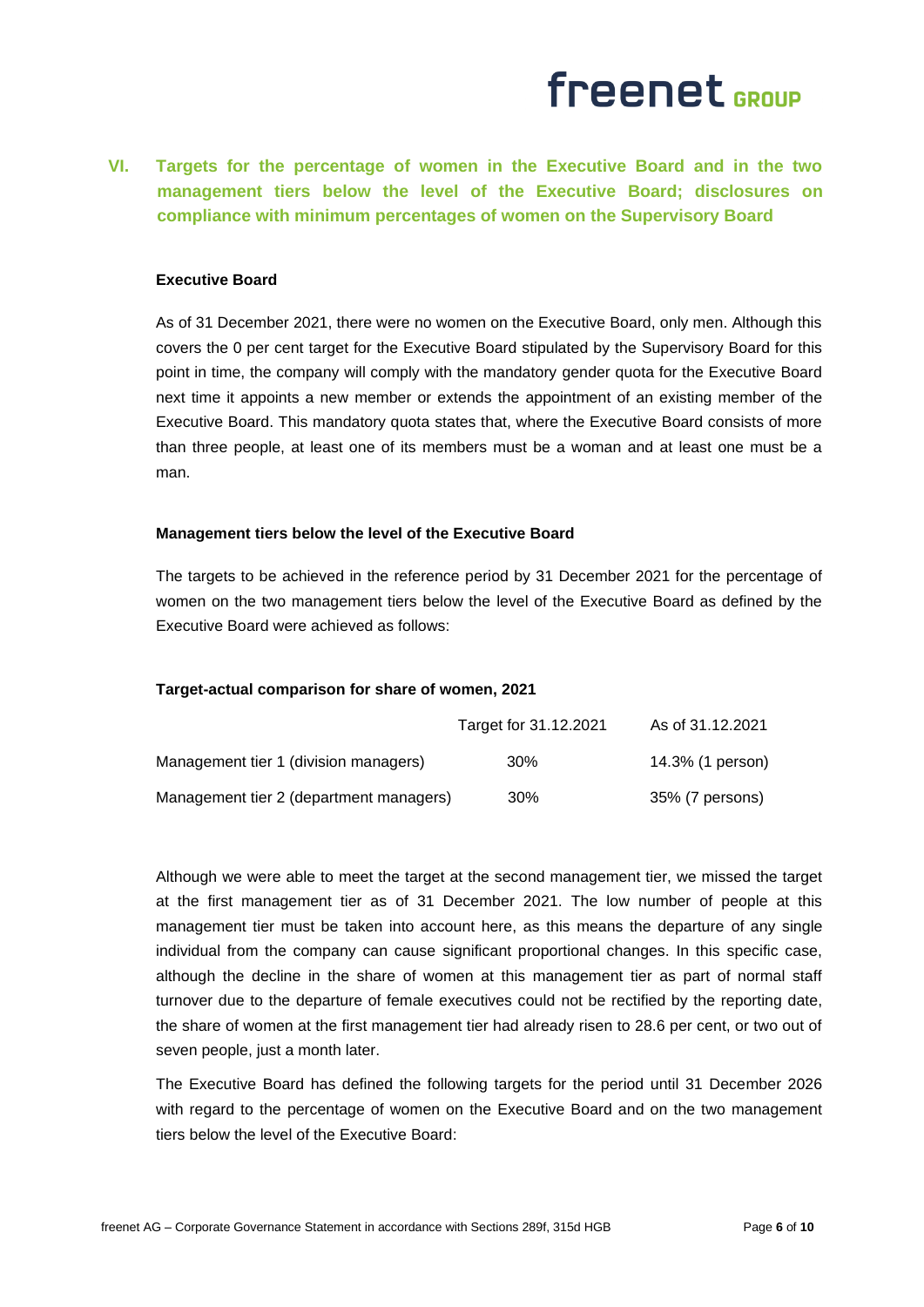## VI. Targets for the percentage of women in the Executive Board and in the two management tiers below the level of the Executive Board; disclosures on compliance with minimum percentages of women on the Supervisory Board

**Executive Board**

As of 31 December 2021, there were no women on the Executive Board, only men. Although this covers the 0 per cent target for the Executive Board stipulated by the Supervisory Board for this point in time, the company will comply with the mandatory gender quota for the Executive Board next time it appoints a new member or extends the appointment of an existing member of the Executive Board. This mandatory quota states that, where the Executive Board consists of more than three people, at least one of its members must be a woman and at least one must be a man.

**Management tiers below the level of the Executive Board**

The targets to be achieved in the reference period by 31 December 2021 for the percentage of women on the two management tiers below the level of the Executive Board as defined by the Executive Board were achieved as follows:

**Target-actual comparison for share of women, 2021**

| | Target for 31.12.2021 | As of 31.12.2021 |
|---|---|---|
| Management tier 1 (division managers) | 30% | 14.3% (1 person) |
| Management tier 2 (department managers) | 30% | 35% (7 persons) |

Although we were able to meet the target at the second management tier, we missed the target at the first management tier as of 31 December 2021. The low number of people at this management tier must be taken into account here, as this means the departure of any single individual from the company can cause significant proportional changes. In this specific case, although the decline in the share of women at this management tier as part of normal staff turnover due to the departure of female executives could not be rectified by the reporting date, the share of women at the first management tier had already risen to 28.6 per cent, or two out of seven people, just a month later.

The Executive Board has defined the following targets for the period until 31 December 2026 with regard to the percentage of women on the Executive Board and on the two management tiers below the level of the Executive Board: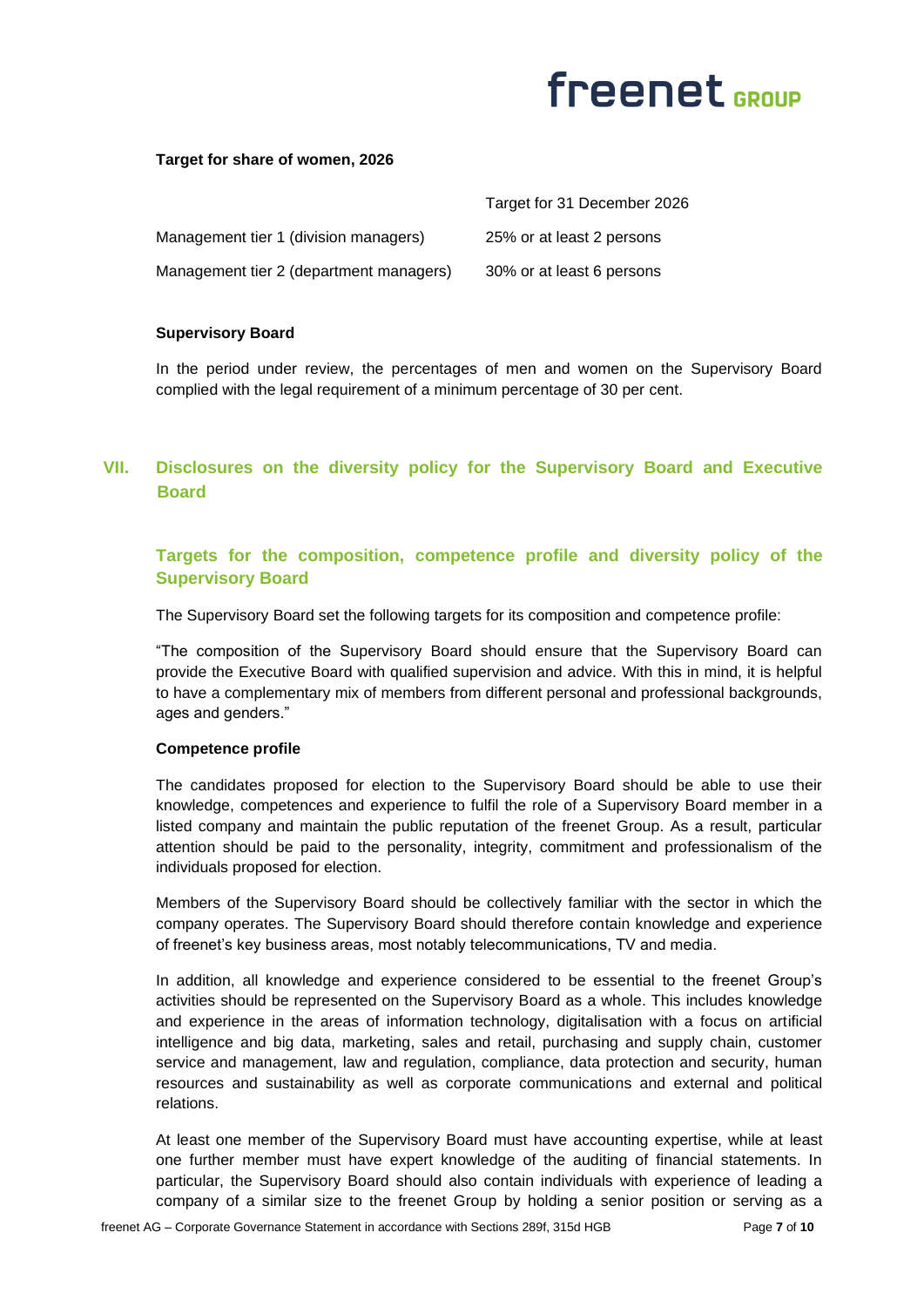**Target for share of women, 2026**

| | Target for 31 December 2026 |
|---|---|
| Management tier 1 (division managers) | 25% or at least 2 persons |
| Management tier 2 (department managers) | 30% or at least 6 persons |

**Supervisory Board**

In the period under review, the percentages of men and women on the Supervisory Board complied with the legal requirement of a minimum percentage of 30 per cent.

## VII. Disclosures on the diversity policy for the Supervisory Board and Executive Board

### Targets for the composition, competence profile and diversity policy of the Supervisory Board

The Supervisory Board set the following targets for its composition and competence profile:

"The composition of the Supervisory Board should ensure that the Supervisory Board can provide the Executive Board with qualified supervision and advice. With this in mind, it is helpful to have a complementary mix of members from different personal and professional backgrounds, ages and genders."

**Competence profile**

The candidates proposed for election to the Supervisory Board should be able to use their knowledge, competences and experience to fulfil the role of a Supervisory Board member in a listed company and maintain the public reputation of the freenet Group. As a result, particular attention should be paid to the personality, integrity, commitment and professionalism of the individuals proposed for election.

Members of the Supervisory Board should be collectively familiar with the sector in which the company operates. The Supervisory Board should therefore contain knowledge and experience of freenet's key business areas, most notably telecommunications, TV and media.

In addition, all knowledge and experience considered to be essential to the freenet Group's activities should be represented on the Supervisory Board as a whole. This includes knowledge and experience in the areas of information technology, digitalisation with a focus on artificial intelligence and big data, marketing, sales and retail, purchasing and supply chain, customer service and management, law and regulation, compliance, data protection and security, human resources and sustainability as well as corporate communications and external and political relations.

At least one member of the Supervisory Board must have accounting expertise, while at least one further member must have expert knowledge of the auditing of financial statements. In particular, the Supervisory Board should also contain individuals with experience of leading a company of a similar size to the freenet Group by holding a senior position or serving as a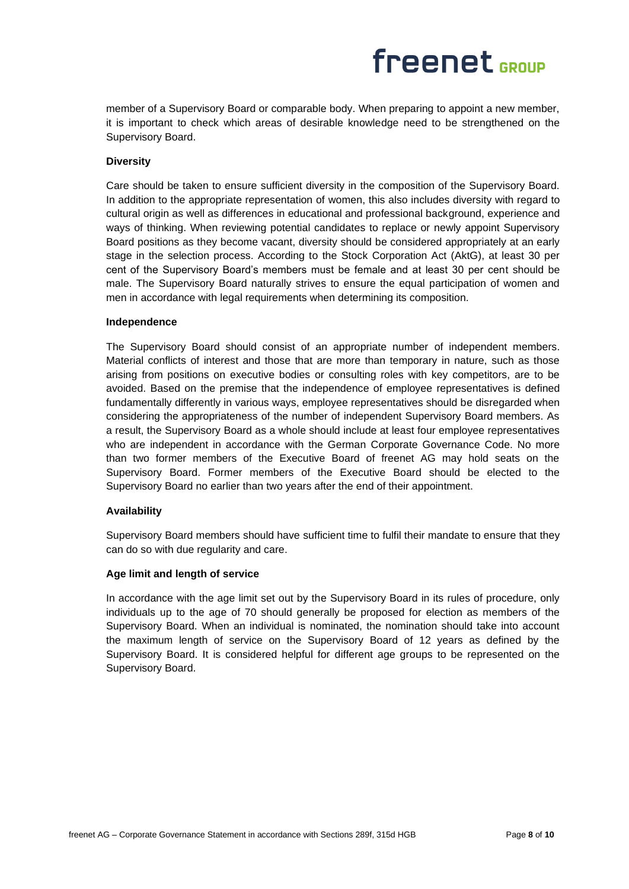member of a Supervisory Board or comparable body. When preparing to appoint a new member, it is important to check which areas of desirable knowledge need to be strengthened on the Supervisory Board.

**Diversity**

Care should be taken to ensure sufficient diversity in the composition of the Supervisory Board. In addition to the appropriate representation of women, this also includes diversity with regard to cultural origin as well as differences in educational and professional background, experience and ways of thinking. When reviewing potential candidates to replace or newly appoint Supervisory Board positions as they become vacant, diversity should be considered appropriately at an early stage in the selection process. According to the Stock Corporation Act (AktG), at least 30 per cent of the Supervisory Board's members must be female and at least 30 per cent should be male. The Supervisory Board naturally strives to ensure the equal participation of women and men in accordance with legal requirements when determining its composition.

**Independence**

The Supervisory Board should consist of an appropriate number of independent members. Material conflicts of interest and those that are more than temporary in nature, such as those arising from positions on executive bodies or consulting roles with key competitors, are to be avoided. Based on the premise that the independence of employee representatives is defined fundamentally differently in various ways, employee representatives should be disregarded when considering the appropriateness of the number of independent Supervisory Board members. As a result, the Supervisory Board as a whole should include at least four employee representatives who are independent in accordance with the German Corporate Governance Code. No more than two former members of the Executive Board of freenet AG may hold seats on the Supervisory Board. Former members of the Executive Board should be elected to the Supervisory Board no earlier than two years after the end of their appointment.

**Availability**

Supervisory Board members should have sufficient time to fulfil their mandate to ensure that they can do so with due regularity and care.

**Age limit and length of service**

In accordance with the age limit set out by the Supervisory Board in its rules of procedure, only individuals up to the age of 70 should generally be proposed for election as members of the Supervisory Board. When an individual is nominated, the nomination should take into account the maximum length of service on the Supervisory Board of 12 years as defined by the Supervisory Board. It is considered helpful for different age groups to be represented on the Supervisory Board.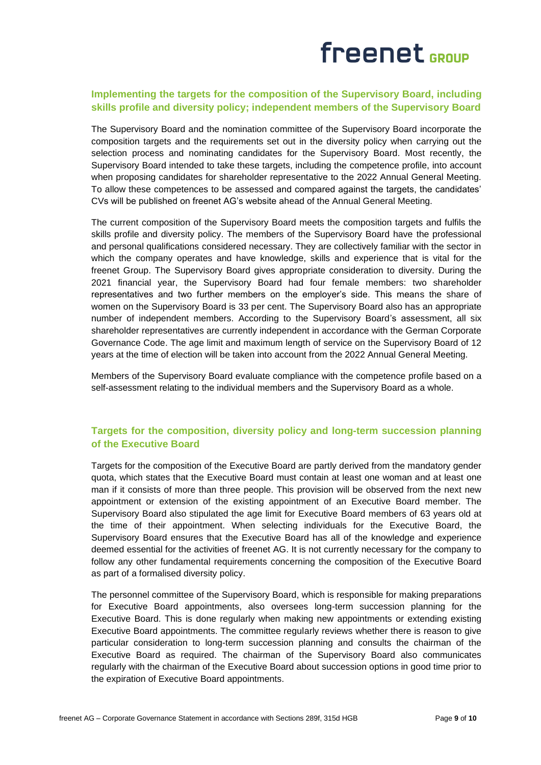## Implementing the targets for the composition of the Supervisory Board, including skills profile and diversity policy; independent members of the Supervisory Board

The Supervisory Board and the nomination committee of the Supervisory Board incorporate the composition targets and the requirements set out in the diversity policy when carrying out the selection process and nominating candidates for the Supervisory Board. Most recently, the Supervisory Board intended to take these targets, including the competence profile, into account when proposing candidates for shareholder representative to the 2022 Annual General Meeting. To allow these competences to be assessed and compared against the targets, the candidates' CVs will be published on freenet AG's website ahead of the Annual General Meeting.

The current composition of the Supervisory Board meets the composition targets and fulfils the skills profile and diversity policy. The members of the Supervisory Board have the professional and personal qualifications considered necessary. They are collectively familiar with the sector in which the company operates and have knowledge, skills and experience that is vital for the freenet Group. The Supervisory Board gives appropriate consideration to diversity. During the 2021 financial year, the Supervisory Board had four female members: two shareholder representatives and two further members on the employer's side. This means the share of women on the Supervisory Board is 33 per cent. The Supervisory Board also has an appropriate number of independent members. According to the Supervisory Board's assessment, all six shareholder representatives are currently independent in accordance with the German Corporate Governance Code. The age limit and maximum length of service on the Supervisory Board of 12 years at the time of election will be taken into account from the 2022 Annual General Meeting.

Members of the Supervisory Board evaluate compliance with the competence profile based on a self-assessment relating to the individual members and the Supervisory Board as a whole.

## Targets for the composition, diversity policy and long-term succession planning of the Executive Board

Targets for the composition of the Executive Board are partly derived from the mandatory gender quota, which states that the Executive Board must contain at least one woman and at least one man if it consists of more than three people. This provision will be observed from the next new appointment or extension of the existing appointment of an Executive Board member. The Supervisory Board also stipulated the age limit for Executive Board members of 63 years old at the time of their appointment. When selecting individuals for the Executive Board, the Supervisory Board ensures that the Executive Board has all of the knowledge and experience deemed essential for the activities of freenet AG. It is not currently necessary for the company to follow any other fundamental requirements concerning the composition of the Executive Board as part of a formalised diversity policy.

The personnel committee of the Supervisory Board, which is responsible for making preparations for Executive Board appointments, also oversees long-term succession planning for the Executive Board. This is done regularly when making new appointments or extending existing Executive Board appointments. The committee regularly reviews whether there is reason to give particular consideration to long-term succession planning and consults the chairman of the Executive Board as required. The chairman of the Supervisory Board also communicates regularly with the chairman of the Executive Board about succession options in good time prior to the expiration of Executive Board appointments.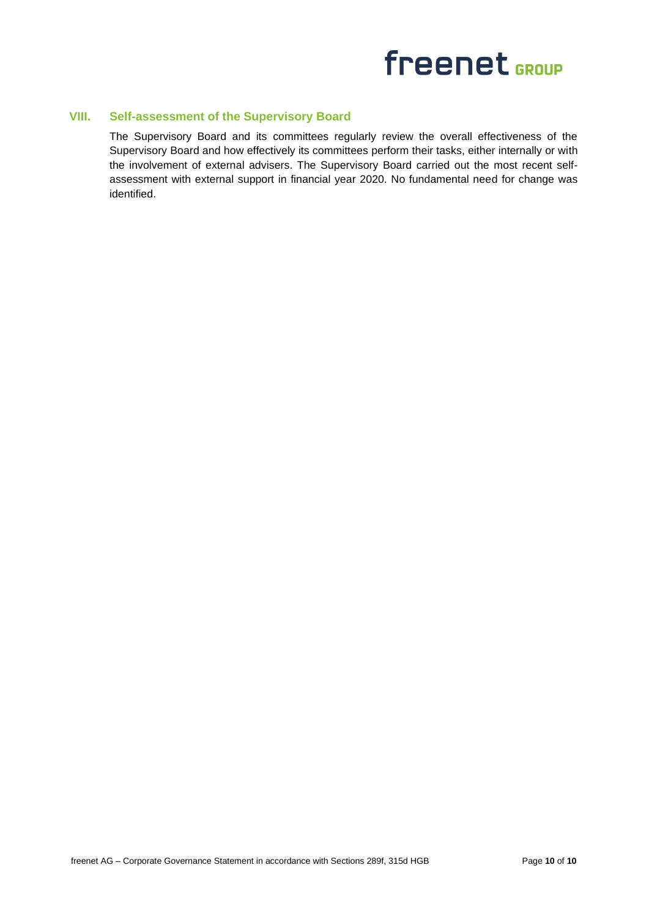## VIII. Self-assessment of the Supervisory Board

The Supervisory Board and its committees regularly review the overall effectiveness of the Supervisory Board and how effectively its committees perform their tasks, either internally or with the involvement of external advisers. The Supervisory Board carried out the most recent self-assessment with external support in financial year 2020. No fundamental need for change was identified.